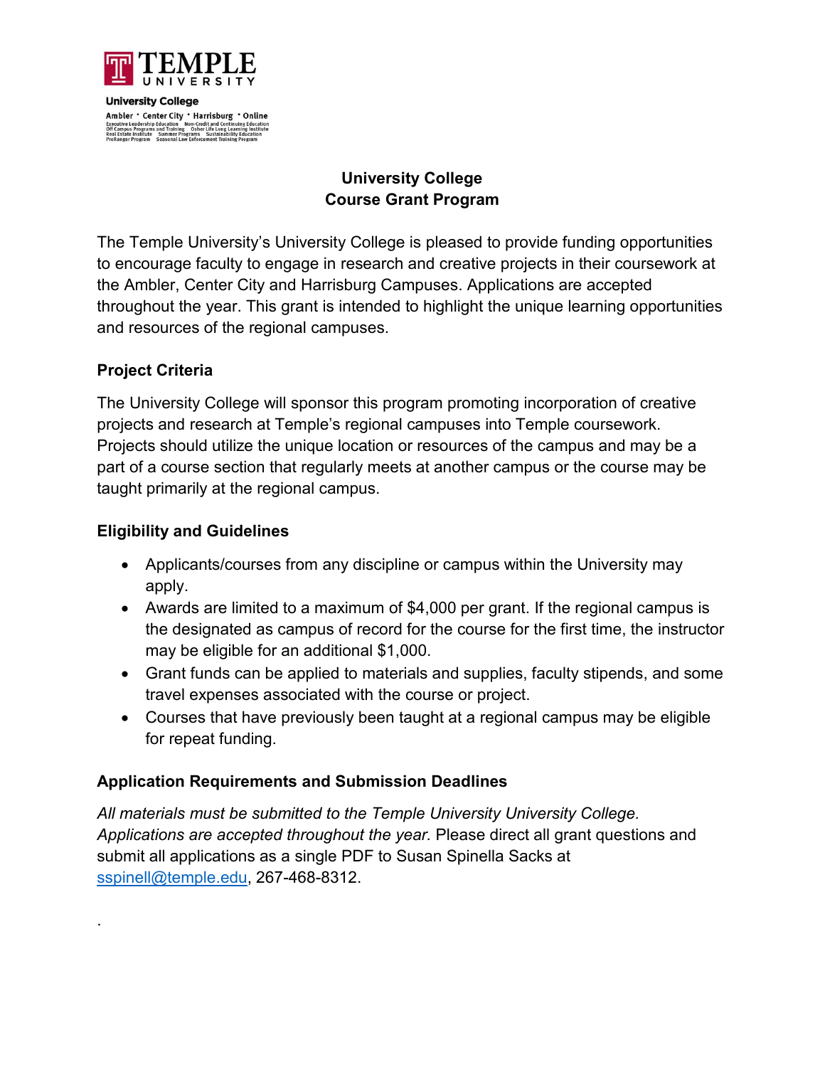**TEMPLE UNIVERSITY**

**University College**

Ambler • Center City • Harrisburg • Online

Executive Leadership Education   Non-Credit and Continuing Education
Off Campus Programs and Training   Osher Life Long Learning Institute
Real Estate Institute   Summer Programs   Sustainability Education
ProRanger Program   Seasonal Law Enforcement Training Program

## University College
## Course Grant Program

The Temple University's University College is pleased to provide funding opportunities to encourage faculty to engage in research and creative projects in their coursework at the Ambler, Center City and Harrisburg Campuses. Applications are accepted throughout the year. This grant is intended to highlight the unique learning opportunities and resources of the regional campuses.

### Project Criteria

The University College will sponsor this program promoting incorporation of creative projects and research at Temple's regional campuses into Temple coursework. Projects should utilize the unique location or resources of the campus and may be a part of a course section that regularly meets at another campus or the course may be taught primarily at the regional campus.

### Eligibility and Guidelines

- Applicants/courses from any discipline or campus within the University may apply.
- Awards are limited to a maximum of $4,000 per grant. If the regional campus is the designated as campus of record for the course for the first time, the instructor may be eligible for an additional $1,000.
- Grant funds can be applied to materials and supplies, faculty stipends, and some travel expenses associated with the course or project.
- Courses that have previously been taught at a regional campus may be eligible for repeat funding.

### Application Requirements and Submission Deadlines

*All materials must be submitted to the Temple University University College. Applications are accepted throughout the year.* Please direct all grant questions and submit all applications as a single PDF to Susan Spinella Sacks at [sspinell@temple.edu](mailto:sspinell@temple.edu), 267-468-8312.

.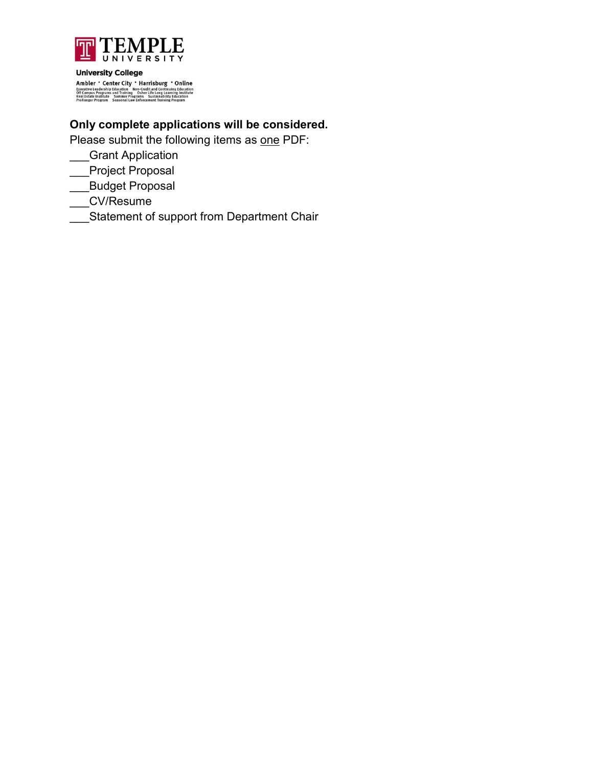TEMPLE UNIVERSITY

University College

Ambler • Center City • Harrisburg • Online

Executive Leadership Education Non-Credit and Continuing Education
Off Campus Programs and Training Osher Life Long Learning Institute
Real Estate Institute Summer Programs Sustainability Education
ProRanger Program Seasonal Law Enforcement Training Program

**Only complete applications will be considered.**

Please submit the following items as <u>one</u> PDF:

___Grant Application

___Project Proposal

___Budget Proposal

___CV/Resume

___Statement of support from Department Chair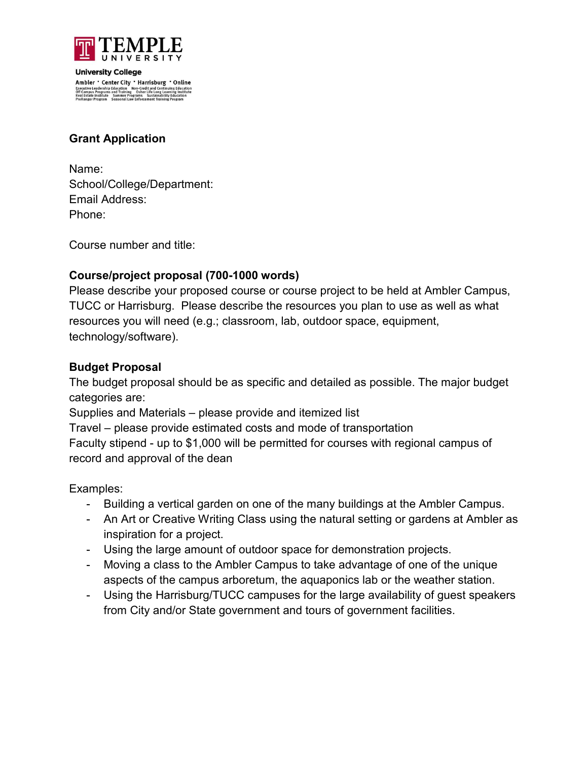**TEMPLE UNIVERSITY**

**University College**

Ambler • Center City • Harrisburg • Online

Executive Leadership Education  Non-Credit and Continuing Education
Off Campus Programs and Training  Osher Life Long Learning Institute
Real Estate Institute  Summer Programs  Sustainability Education
ProRanger Program  Seasonal Law Enforcement Training Program

## Grant Application

Name:
School/College/Department:
Email Address:
Phone:

Course number and title:

### Course/project proposal (700-1000 words)

Please describe your proposed course or course project to be held at Ambler Campus, TUCC or Harrisburg. Please describe the resources you plan to use as well as what resources you will need (e.g.; classroom, lab, outdoor space, equipment, technology/software).

### Budget Proposal

The budget proposal should be as specific and detailed as possible. The major budget categories are:
Supplies and Materials – please provide and itemized list
Travel – please provide estimated costs and mode of transportation
Faculty stipend - up to $1,000 will be permitted for courses with regional campus of record and approval of the dean

Examples:

- Building a vertical garden on one of the many buildings at the Ambler Campus.
- An Art or Creative Writing Class using the natural setting or gardens at Ambler as inspiration for a project.
- Using the large amount of outdoor space for demonstration projects.
- Moving a class to the Ambler Campus to take advantage of one of the unique aspects of the campus arboretum, the aquaponics lab or the weather station.
- Using the Harrisburg/TUCC campuses for the large availability of guest speakers from City and/or State government and tours of government facilities.